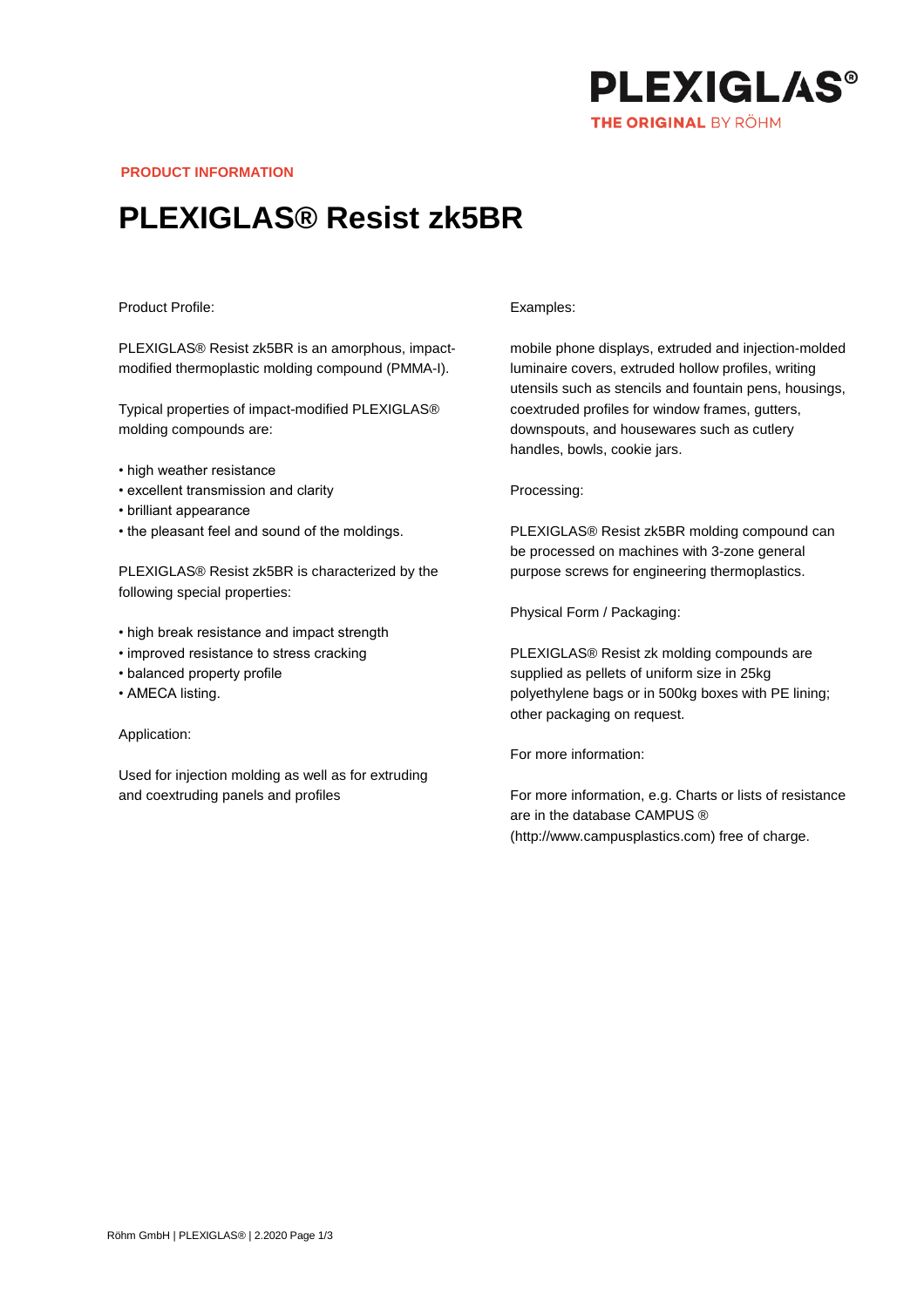PLEXIGLAS®
THE ORIGINAL BY RÖHM

PRODUCT INFORMATION

# PLEXIGLAS® Resist zk5BR

Product Profile:

PLEXIGLAS® Resist zk5BR is an amorphous, impact-modified thermoplastic molding compound (PMMA-I).

Typical properties of impact-modified PLEXIGLAS® molding compounds are:

- high weather resistance
- excellent transmission and clarity
- brilliant appearance
- the pleasant feel and sound of the moldings.

PLEXIGLAS® Resist zk5BR is characterized by the following special properties:

- high break resistance and impact strength
- improved resistance to stress cracking
- balanced property profile
- AMECA listing.

Application:

Used for injection molding as well as for extruding and coextruding panels and profiles

Examples:

mobile phone displays, extruded and injection-molded luminaire covers, extruded hollow profiles, writing utensils such as stencils and fountain pens, housings, coextruded profiles for window frames, gutters, downspouts, and housewares such as cutlery handles, bowls, cookie jars.

Processing:

PLEXIGLAS® Resist zk5BR molding compound can be processed on machines with 3-zone general purpose screws for engineering thermoplastics.

Physical Form / Packaging:

PLEXIGLAS® Resist zk molding compounds are supplied as pellets of uniform size in 25kg polyethylene bags or in 500kg boxes with PE lining; other packaging on request.

For more information:

For more information, e.g. Charts or lists of resistance are in the database CAMPUS ® (http://www.campusplastics.com) free of charge.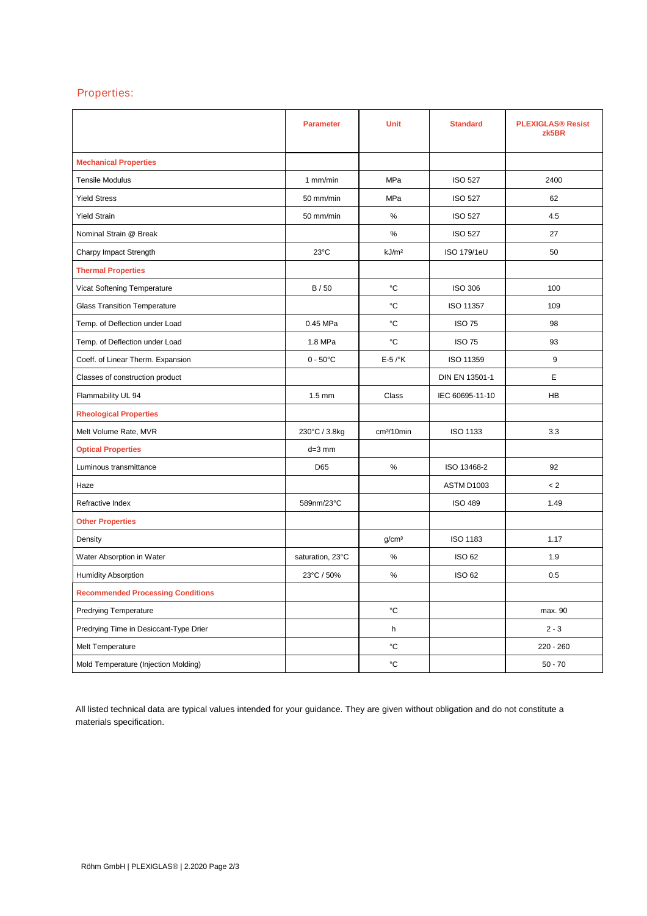## Properties:

| | Parameter | Unit | Standard | PLEXIGLAS® Resist zk5BR |
|---|---|---|---|---|
| **Mechanical Properties** | | | | |
| Tensile Modulus | 1 mm/min | MPa | ISO 527 | 2400 |
| Yield Stress | 50 mm/min | MPa | ISO 527 | 62 |
| Yield Strain | 50 mm/min | % | ISO 527 | 4.5 |
| Nominal Strain @ Break | | % | ISO 527 | 27 |
| Charpy Impact Strength | 23°C | kJ/m² | ISO 179/1eU | 50 |
| **Thermal Properties** | | | | |
| Vicat Softening Temperature | B / 50 | °C | ISO 306 | 100 |
| Glass Transition Temperature | | °C | ISO 11357 | 109 |
| Temp. of Deflection under Load | 0.45 MPa | °C | ISO 75 | 98 |
| Temp. of Deflection under Load | 1.8 MPa | °C | ISO 75 | 93 |
| Coeff. of Linear Therm. Expansion | 0 - 50°C | E-5 /°K | ISO 11359 | 9 |
| Classes of construction product | | | DIN EN 13501-1 | E |
| Flammability UL 94 | 1.5 mm | Class | IEC 60695-11-10 | HB |
| **Rheological Properties** | | | | |
| Melt Volume Rate, MVR | 230°C / 3.8kg | cm³/10min | ISO 1133 | 3.3 |
| **Optical Properties** | d=3 mm | | | |
| Luminous transmittance | D65 | % | ISO 13468-2 | 92 |
| Haze | | | ASTM D1003 | < 2 |
| Refractive Index | 589nm/23°C | | ISO 489 | 1.49 |
| **Other Properties** | | | | |
| Density | | g/cm³ | ISO 1183 | 1.17 |
| Water Absorption in Water | saturation, 23°C | % | ISO 62 | 1.9 |
| Humidity Absorption | 23°C / 50% | % | ISO 62 | 0.5 |
| **Recommended Processing Conditions** | | | | |
| Predrying Temperature | | °C | | max. 90 |
| Predrying Time in Desiccant-Type Drier | | h | | 2 - 3 |
| Melt Temperature | | °C | | 220 - 260 |
| Mold Temperature (Injection Molding) | | °C | | 50 - 70 |

All listed technical data are typical values intended for your guidance. They are given without obligation and do not constitute a materials specification.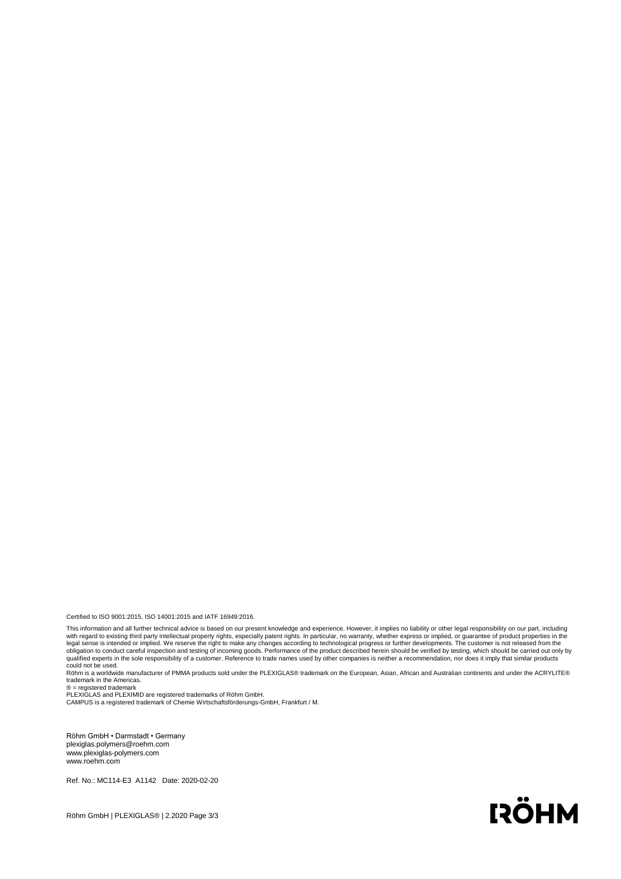Certified to ISO 9001:2015, ISO 14001:2015 and IATF 16949:2016.

This information and all further technical advice is based on our present knowledge and experience. However, it implies no liability or other legal responsibility on our part, including with regard to existing third party intellectual property rights, especially patent rights. In particular, no warranty, whether express or implied, or guarantee of product properties in the legal sense is intended or implied. We reserve the right to make any changes according to technological progress or further developments. The customer is not released from the obligation to conduct careful inspection and testing of incoming goods. Performance of the product described herein should be verified by testing, which should be carried out only by qualified experts in the sole responsibility of a customer. Reference to trade names used by other companies is neither a recommendation, nor does it imply that similar products could not be used.
Röhm is a worldwide manufacturer of PMMA products sold under the PLEXIGLAS® trademark on the European, Asian, African and Australian continents and under the ACRYLITE® trademark in the Americas.
® = registered trademark
PLEXIGLAS and PLEXIMID are registered trademarks of Röhm GmbH.
CAMPUS is a registered trademark of Chemie Wirtschaftsförderungs-GmbH, Frankfurt / M.

Röhm GmbH • Darmstadt • Germany
plexiglas.polymers@roehm.com
www.plexiglas-polymers.com
www.roehm.com

Ref. No.: MC114-E3 A1142 Date: 2020-02-20

RÖHM